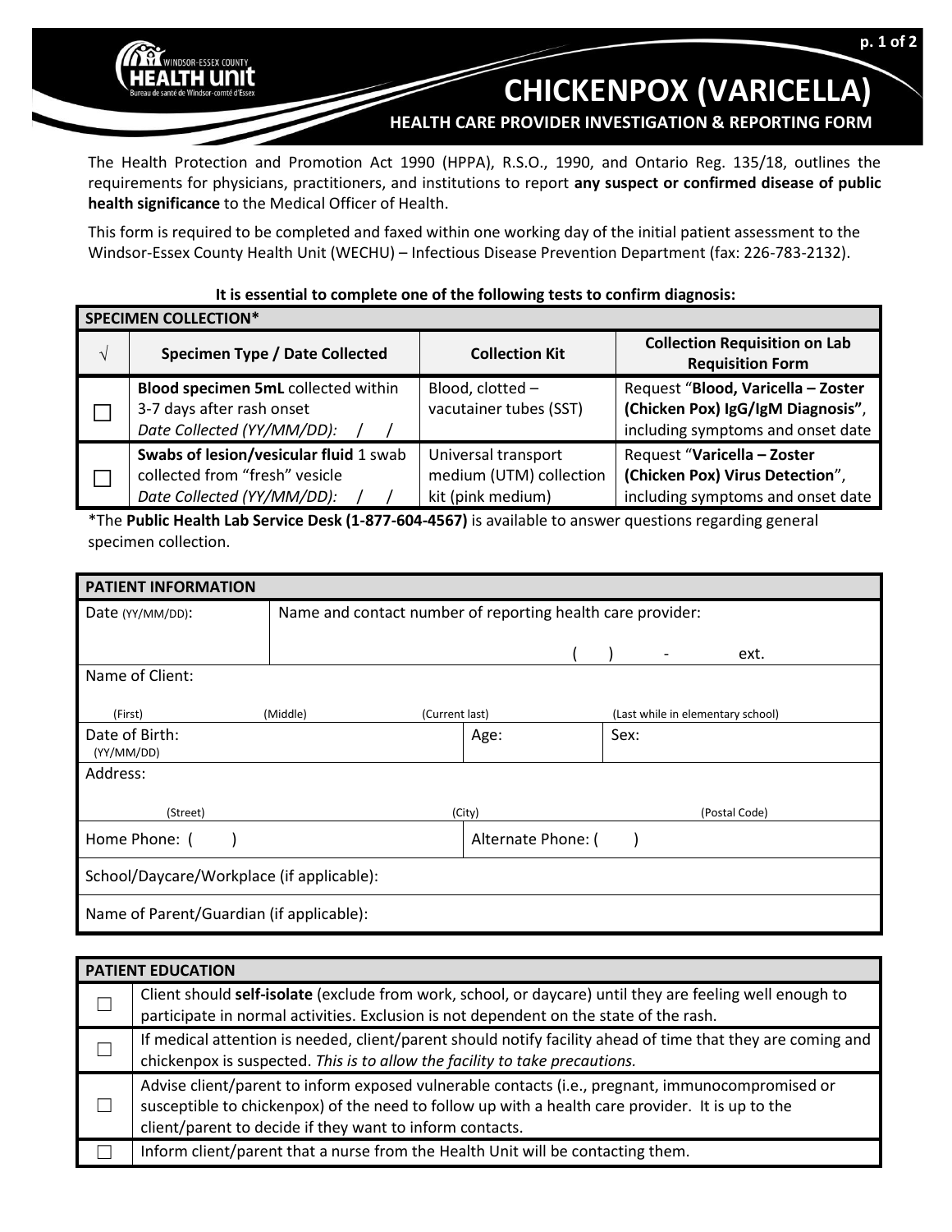# CHICKENPOX (VARICELLA)

## HEALTH CARE PROVIDER INVESTIGATION & REPORTING FORM

The Health Protection and Promotion Act 1990 (HPPA), R.S.O., 1990, and Ontario Reg. 135/18, outlines the requirements for physicians, practitioners, and institutions to report **any suspect or confirmed disease of public health significance** to the Medical Officer of Health.

This form is required to be completed and faxed within one working day of the initial patient assessment to the Windsor-Essex County Health Unit (WECHU) – Infectious Disease Prevention Department (fax: 226-783-2132).

**It is essential to complete one of the following tests to confirm diagnosis:**

| SPECIMEN COLLECTION* | | | |
|---|---|---|---|
| √ | **Specimen Type / Date Collected** | **Collection Kit** | **Collection Requisition on Lab Requisition Form** |
| ☐ | **Blood specimen 5mL** collected within 3-7 days after rash onset<br>*Date Collected (YY/MM/DD): / /* | Blood, clotted – vacutainer tubes (SST) | Request "**Blood, Varicella – Zoster (Chicken Pox) IgG/IgM Diagnosis**", including symptoms and onset date |
| ☐ | **Swabs of lesion/vesicular fluid** 1 swab collected from "fresh" vesicle<br>*Date Collected (YY/MM/DD): / /* | Universal transport medium (UTM) collection kit (pink medium) | Request "**Varicella – Zoster (Chicken Pox) Virus Detection**", including symptoms and onset date |

*The **Public Health Lab Service Desk (1-877-604-4567)** is available to answer questions regarding general specimen collection.

| PATIENT INFORMATION | | | |
|---|---|---|---|
| Date (YY/MM/DD): | Name and contact number of reporting health care provider:<br>( ) - ext. | | |
| Name of Client:<br>(First) (Middle) (Current last) (Last while in elementary school) | | | |
| Date of Birth: (YY/MM/DD) | | Age: | Sex: |
| Address:<br>(Street) (City) (Postal Code) | | | |
| Home Phone: ( ) | | Alternate Phone: ( ) | |
| School/Daycare/Workplace (if applicable): | | | |
| Name of Parent/Guardian (if applicable): | | | |

| PATIENT EDUCATION | |
|---|---|
| ☐ | Client should **self-isolate** (exclude from work, school, or daycare) until they are feeling well enough to participate in normal activities. Exclusion is not dependent on the state of the rash. |
| ☐ | If medical attention is needed, client/parent should notify facility ahead of time that they are coming and chickenpox is suspected. *This is to allow the facility to take precautions.* |
| ☐ | Advise client/parent to inform exposed vulnerable contacts (i.e., pregnant, immunocompromised or susceptible to chickenpox) of the need to follow up with a health care provider. It is up to the client/parent to decide if they want to inform contacts. |
| ☐ | Inform client/parent that a nurse from the Health Unit will be contacting them. |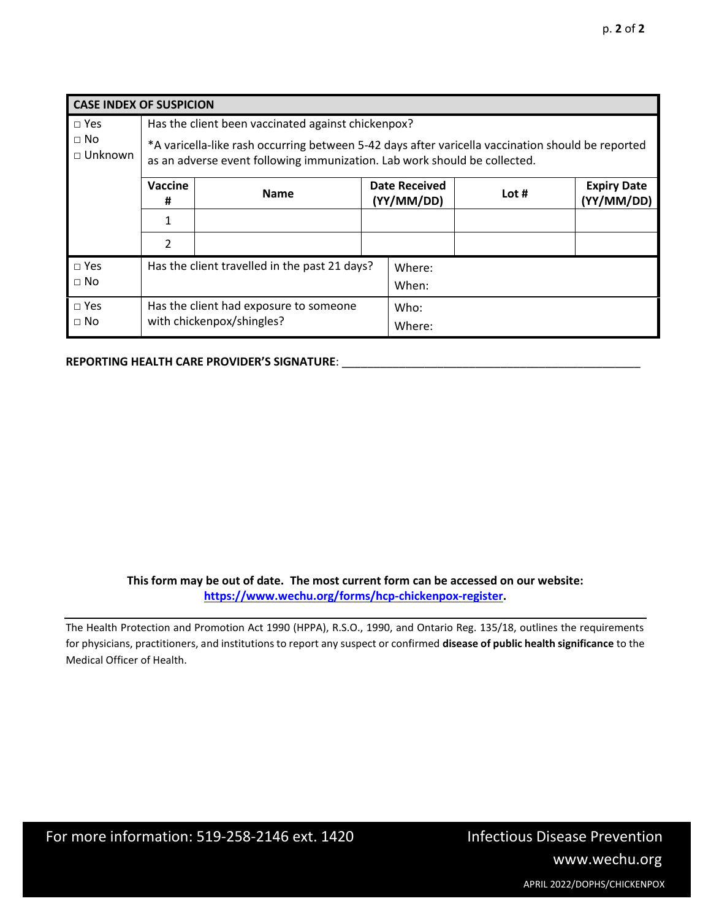| CASE INDEX OF SUSPICION | | | | | |
|---|---|---|---|---|---|
| □ Yes<br>□ No<br>□ Unknown | Has the client been vaccinated against chickenpox?<br>*A varicella-like rash occurring between 5-42 days after varicella vaccination should be reported as an adverse event following immunization. Lab work should be collected. | | | | |
| | **Vaccine #** | **Name** | **Date Received (YY/MM/DD)** | **Lot #** | **Expiry Date (YY/MM/DD)** |
| | 1 | | | | |
| | 2 | | | | |
| □ Yes<br>□ No | Has the client travelled in the past 21 days? | | Where:<br>When: | | |
| □ Yes<br>□ No | Has the client had exposure to someone with chickenpox/shingles? | | Who:<br>Where: | | |

**REPORTING HEALTH CARE PROVIDER'S SIGNATURE**: ______________________________________________

**This form may be out of date. The most current form can be accessed on our website: https://www.wechu.org/forms/hcp-chickenpox-register.**

The Health Protection and Promotion Act 1990 (HPPA), R.S.O., 1990, and Ontario Reg. 135/18, outlines the requirements for physicians, practitioners, and institutions to report any suspect or confirmed **disease of public health significance** to the Medical Officer of Health.

For more information: 519-258-2146 ext. 1420

Infectious Disease Prevention
www.wechu.org

APRIL 2022/DOPHS/CHICKENPOX